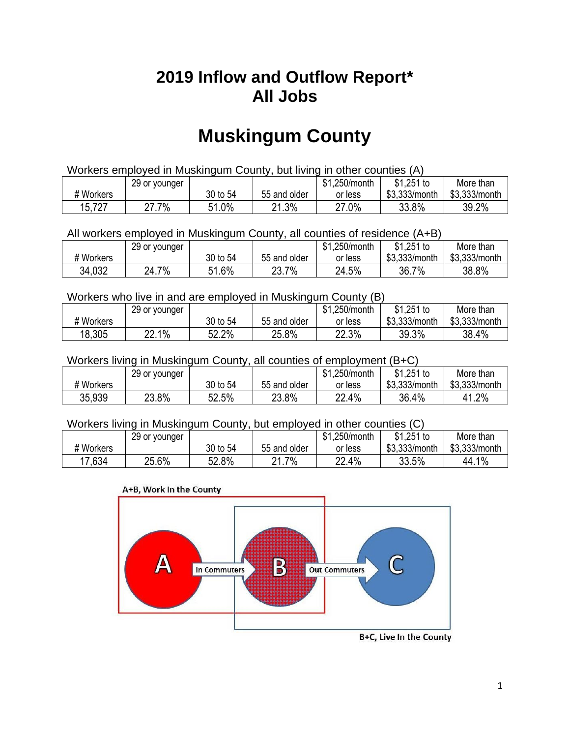# 2019 Inflow and Outflow Report*
# All Jobs

# Muskingum County

Workers employed in Muskingum County, but living in other counties (A)

| # Workers | 29 or younger | 30 to 54 | 55 and older | $1,250/month or less | $1,251 to $3,333/month | More than $3,333/month |
|---|---|---|---|---|---|---|
| 15,727 | 27.7% | 51.0% | 21.3% | 27.0% | 33.8% | 39.2% |

All workers employed in Muskingum County, all counties of residence (A+B)

| # Workers | 29 or younger | 30 to 54 | 55 and older | $1,250/month or less | $1,251 to $3,333/month | More than $3,333/month |
|---|---|---|---|---|---|---|
| 34,032 | 24.7% | 51.6% | 23.7% | 24.5% | 36.7% | 38.8% |

Workers who live in and are employed in Muskingum County (B)

| # Workers | 29 or younger | 30 to 54 | 55 and older | $1,250/month or less | $1,251 to $3,333/month | More than $3,333/month |
|---|---|---|---|---|---|---|
| 18,305 | 22.1% | 52.2% | 25.8% | 22.3% | 39.3% | 38.4% |

Workers living in Muskingum County, all counties of employment (B+C)

| # Workers | 29 or younger | 30 to 54 | 55 and older | $1,250/month or less | $1,251 to $3,333/month | More than $3,333/month |
|---|---|---|---|---|---|---|
| 35,939 | 23.8% | 52.5% | 23.8% | 22.4% | 36.4% | 41.2% |

Workers living in Muskingum County, but employed in other counties (C)

| # Workers | 29 or younger | 30 to 54 | 55 and older | $1,250/month or less | $1,251 to $3,333/month | More than $3,333/month |
|---|---|---|---|---|---|---|
| 17,634 | 25.6% | 52.8% | 21.7% | 22.4% | 33.5% | 44.1% |

A+B, Work In the County

A — In Commuters → B — Out Commuters → C

B+C, Live In the County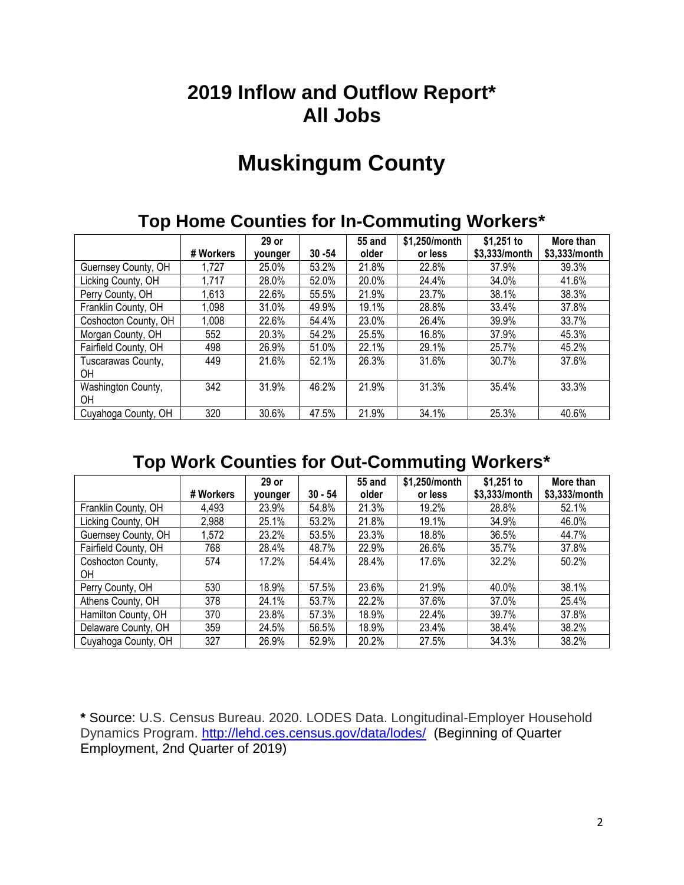# 2019 Inflow and Outflow Report*
# All Jobs

# Muskingum County

## Top Home Counties for In-Commuting Workers*

| | # Workers | 29 or younger | 30 -54 | 55 and older | $1,250/month or less | $1,251 to $3,333/month | More than $3,333/month |
|---|---|---|---|---|---|---|---|
| Guernsey County, OH | 1,727 | 25.0% | 53.2% | 21.8% | 22.8% | 37.9% | 39.3% |
| Licking County, OH | 1,717 | 28.0% | 52.0% | 20.0% | 24.4% | 34.0% | 41.6% |
| Perry County, OH | 1,613 | 22.6% | 55.5% | 21.9% | 23.7% | 38.1% | 38.3% |
| Franklin County, OH | 1,098 | 31.0% | 49.9% | 19.1% | 28.8% | 33.4% | 37.8% |
| Coshocton County, OH | 1,008 | 22.6% | 54.4% | 23.0% | 26.4% | 39.9% | 33.7% |
| Morgan County, OH | 552 | 20.3% | 54.2% | 25.5% | 16.8% | 37.9% | 45.3% |
| Fairfield County, OH | 498 | 26.9% | 51.0% | 22.1% | 29.1% | 25.7% | 45.2% |
| Tuscarawas County, OH | 449 | 21.6% | 52.1% | 26.3% | 31.6% | 30.7% | 37.6% |
| Washington County, OH | 342 | 31.9% | 46.2% | 21.9% | 31.3% | 35.4% | 33.3% |
| Cuyahoga County, OH | 320 | 30.6% | 47.5% | 21.9% | 34.1% | 25.3% | 40.6% |

## Top Work Counties for Out-Commuting Workers*

| | # Workers | 29 or younger | 30 - 54 | 55 and older | $1,250/month or less | $1,251 to $3,333/month | More than $3,333/month |
|---|---|---|---|---|---|---|---|
| Franklin County, OH | 4,493 | 23.9% | 54.8% | 21.3% | 19.2% | 28.8% | 52.1% |
| Licking County, OH | 2,988 | 25.1% | 53.2% | 21.8% | 19.1% | 34.9% | 46.0% |
| Guernsey County, OH | 1,572 | 23.2% | 53.5% | 23.3% | 18.8% | 36.5% | 44.7% |
| Fairfield County, OH | 768 | 28.4% | 48.7% | 22.9% | 26.6% | 35.7% | 37.8% |
| Coshocton County, OH | 574 | 17.2% | 54.4% | 28.4% | 17.6% | 32.2% | 50.2% |
| Perry County, OH | 530 | 18.9% | 57.5% | 23.6% | 21.9% | 40.0% | 38.1% |
| Athens County, OH | 378 | 24.1% | 53.7% | 22.2% | 37.6% | 37.0% | 25.4% |
| Hamilton County, OH | 370 | 23.8% | 57.3% | 18.9% | 22.4% | 39.7% | 37.8% |
| Delaware County, OH | 359 | 24.5% | 56.5% | 18.9% | 23.4% | 38.4% | 38.2% |
| Cuyahoga County, OH | 327 | 26.9% | 52.9% | 20.2% | 27.5% | 34.3% | 38.2% |

**\*** Source: U.S. Census Bureau. 2020. LODES Data. Longitudinal-Employer Household Dynamics Program. http://lehd.ces.census.gov/data/lodes/ (Beginning of Quarter Employment, 2nd Quarter of 2019)